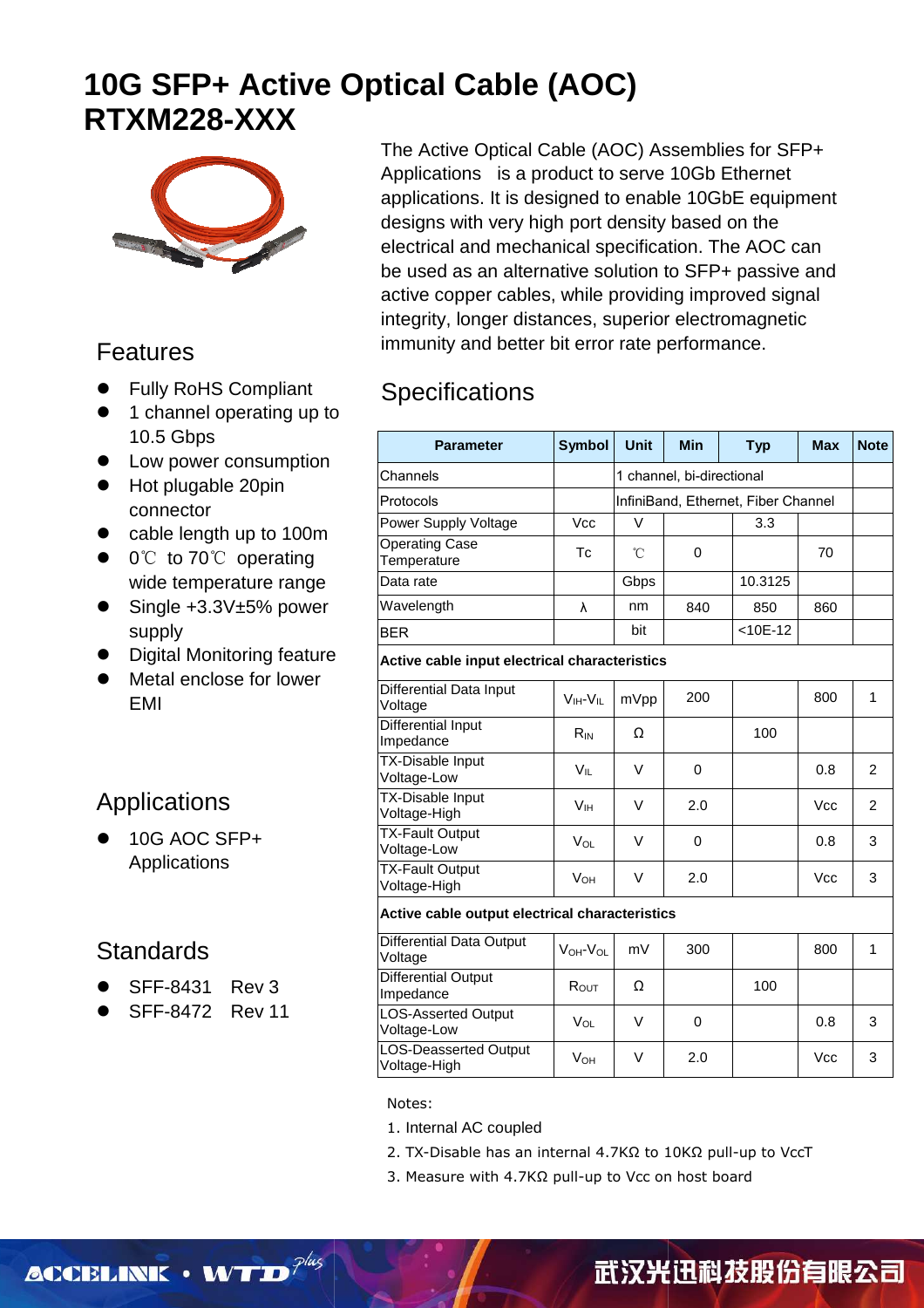# 10G SFP+ Active Optical Cable (AOC)
# RTXM228-XXX

The Active Optical Cable (AOC) Assemblies for SFP+ Applications is a product to serve 10Gb Ethernet applications. It is designed to enable 10GbE equipment designs with very high port density based on the electrical and mechanical specification. The AOC can be used as an alternative solution to SFP+ passive and active copper cables, while providing improved signal integrity, longer distances, superior electromagnetic immunity and better bit error rate performance.

## Features

- Fully RoHS Compliant
- 1 channel operating up to 10.5 Gbps
- Low power consumption
- Hot plugable 20pin connector
- cable length up to 100m
- 0℃ to 70℃ operating wide temperature range
- Single +3.3V±5% power supply
- Digital Monitoring feature
- Metal enclose for lower EMI

## Applications

- 10G AOC SFP+ Applications

## Standards

- SFF-8431 Rev 3
- SFF-8472 Rev 11

## Specifications

| Parameter | Symbol | Unit | Min | Typ | Max | Note |
|---|---|---|---|---|---|---|
| Channels | | 1 channel, bi-directional | | | | |
| Protocols | | InfiniBand, Ethernet, Fiber Channel | | | | |
| Power Supply Voltage | Vcc | V | | 3.3 | | |
| Operating Case Temperature | Tc | ℃ | 0 | | 70 | |
| Data rate | | Gbps | | 10.3125 | | |
| Wavelength | λ | nm | 840 | 850 | 860 | |
| BER | | bit | | <10E-12 | | |
| **Active cable input electrical characteristics** | | | | | | |
| Differential Data Input Voltage | $V_{IH}$-$V_{IL}$ | mVpp | 200 | | 800 | 1 |
| Differential Input Impedance | $R_{IN}$ | Ω | | 100 | | |
| TX-Disable Input Voltage-Low | $V_{IL}$ | V | 0 | | 0.8 | 2 |
| TX-Disable Input Voltage-High | $V_{IH}$ | V | 2.0 | | Vcc | 2 |
| TX-Fault Output Voltage-Low | $V_{OL}$ | V | 0 | | 0.8 | 3 |
| TX-Fault Output Voltage-High | $V_{OH}$ | V | 2.0 | | Vcc | 3 |
| **Active cable output electrical characteristics** | | | | | | |
| Differential Data Output Voltage | $V_{OH}$-$V_{OL}$ | mV | 300 | | 800 | 1 |
| Differential Output Impedance | $R_{OUT}$ | Ω | | 100 | | |
| LOS-Asserted Output Voltage-Low | $V_{OL}$ | V | 0 | | 0.8 | 3 |
| LOS-Deasserted Output Voltage-High | $V_{OH}$ | V | 2.0 | | Vcc | 3 |

Notes:

1. Internal AC coupled
2. TX-Disable has an internal 4.7KΩ to 10KΩ pull-up to VccT
3. Measure with 4.7KΩ pull-up to Vcc on host board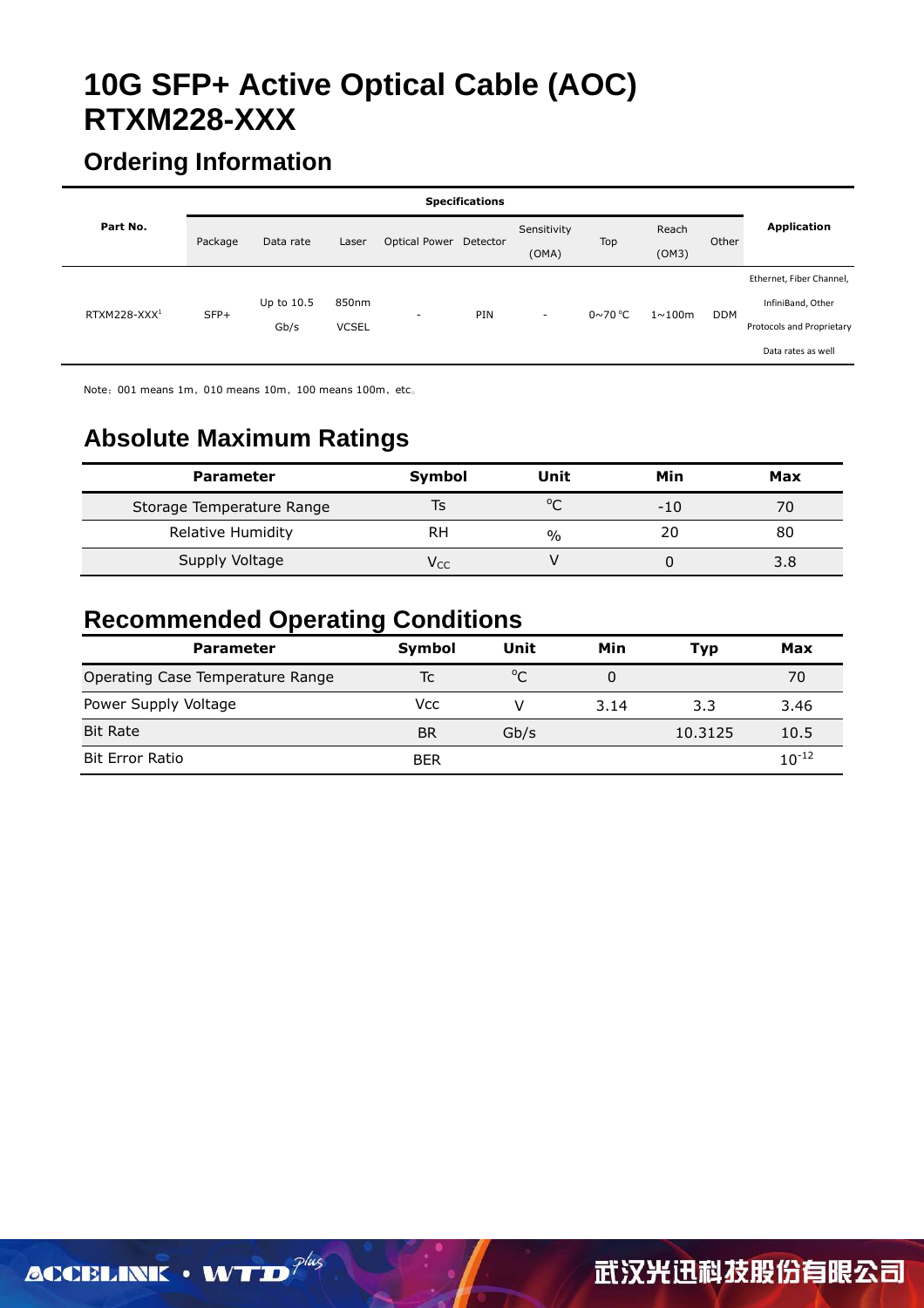# 10G SFP+ Active Optical Cable (AOC) RTXM228-XXX

## Ordering Information

| Part No. | Specifications | | | | | | | | | Application |
|---|---|---|---|---|---|---|---|---|---|---|
| | Package | Data rate | Laser | Optical Power | Detector | Sensitivity (OMA) | Top | Reach (OM3) | Other | |
| RTXM228-XXX[1] | SFP+ | Up to 10.5 Gb/s | 850nm VCSEL | - | PIN | - | 0~70 °C | 1~100m | DDM | Ethernet, Fiber Channel, InfiniBand, Other Protocols and Proprietary Data rates as well |

Note：001 means 1m，010 means 10m，100 means 100m，etc。

## Absolute Maximum Ratings

| Parameter | Symbol | Unit | Min | Max |
|---|---|---|---|---|
| Storage Temperature Range | Ts | °C | -10 | 70 |
| Relative Humidity | RH | % | 20 | 80 |
| Supply Voltage | $V_{CC}$ | V | 0 | 3.8 |

## Recommended Operating Conditions

| Parameter | Symbol | Unit | Min | Typ | Max |
|---|---|---|---|---|---|
| Operating Case Temperature Range | Tc | °C | 0 | | 70 |
| Power Supply Voltage | Vcc | V | 3.14 | 3.3 | 3.46 |
| Bit Rate | BR | Gb/s | | 10.3125 | 10.5 |
| Bit Error Ratio | BER | | | | $10^{-12}$ |